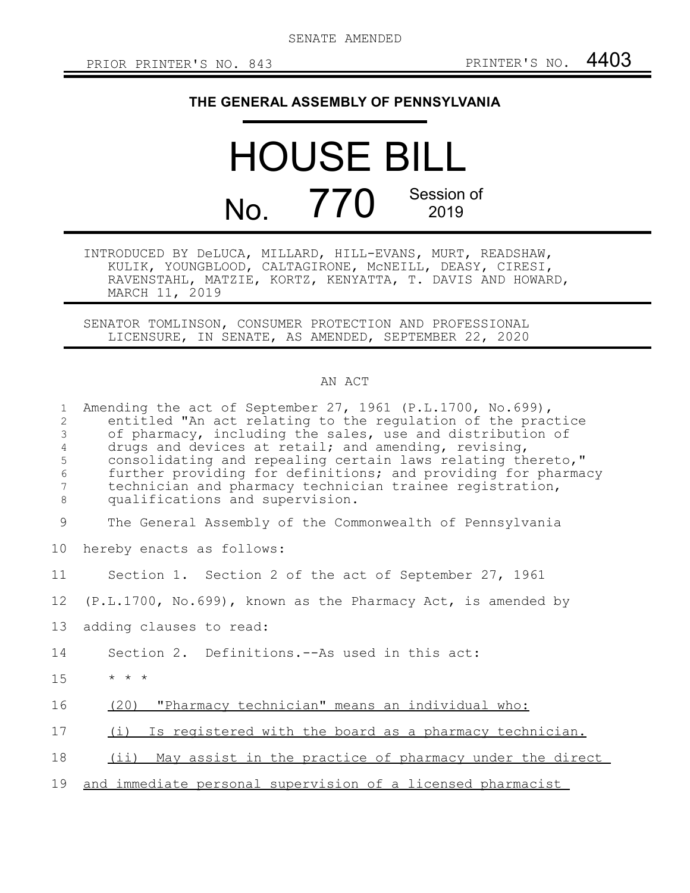SENATE AMENDED

PRIOR PRINTER'S NO. 843 PRINTER'S NO. 4403

# THE GENERAL ASSEMBLY OF PENNSYLVANIA

# HOUSE BILL

# No. 770 Session of 2019

INTRODUCED BY DeLUCA, MILLARD, HILL-EVANS, MURT, READSHAW, KULIK, YOUNGBLOOD, CALTAGIRONE, McNEILL, DEASY, CIRESI, RAVENSTAHL, MATZIE, KORTZ, KENYATTA, T. DAVIS AND HOWARD, MARCH 11, 2019

SENATOR TOMLINSON, CONSUMER PROTECTION AND PROFESSIONAL LICENSURE, IN SENATE, AS AMENDED, SEPTEMBER 22, 2020

AN ACT

Amending the act of September 27, 1961 (P.L.1700, No.699), entitled "An act relating to the regulation of the practice of pharmacy, including the sales, use and distribution of drugs and devices at retail; and amending, revising, consolidating and repealing certain laws relating thereto," further providing for definitions; and providing for pharmacy technician and pharmacy technician trainee registration, qualifications and supervision.

The General Assembly of the Commonwealth of Pennsylvania hereby enacts as follows:

Section 1. Section 2 of the act of September 27, 1961 (P.L.1700, No.699), known as the Pharmacy Act, is amended by adding clauses to read:

Section 2. Definitions.--As used in this act:

* * *

(20) "Pharmacy technician" means an individual who:

(i) Is registered with the board as a pharmacy technician.

(ii) May assist in the practice of pharmacy under the direct and immediate personal supervision of a licensed pharmacist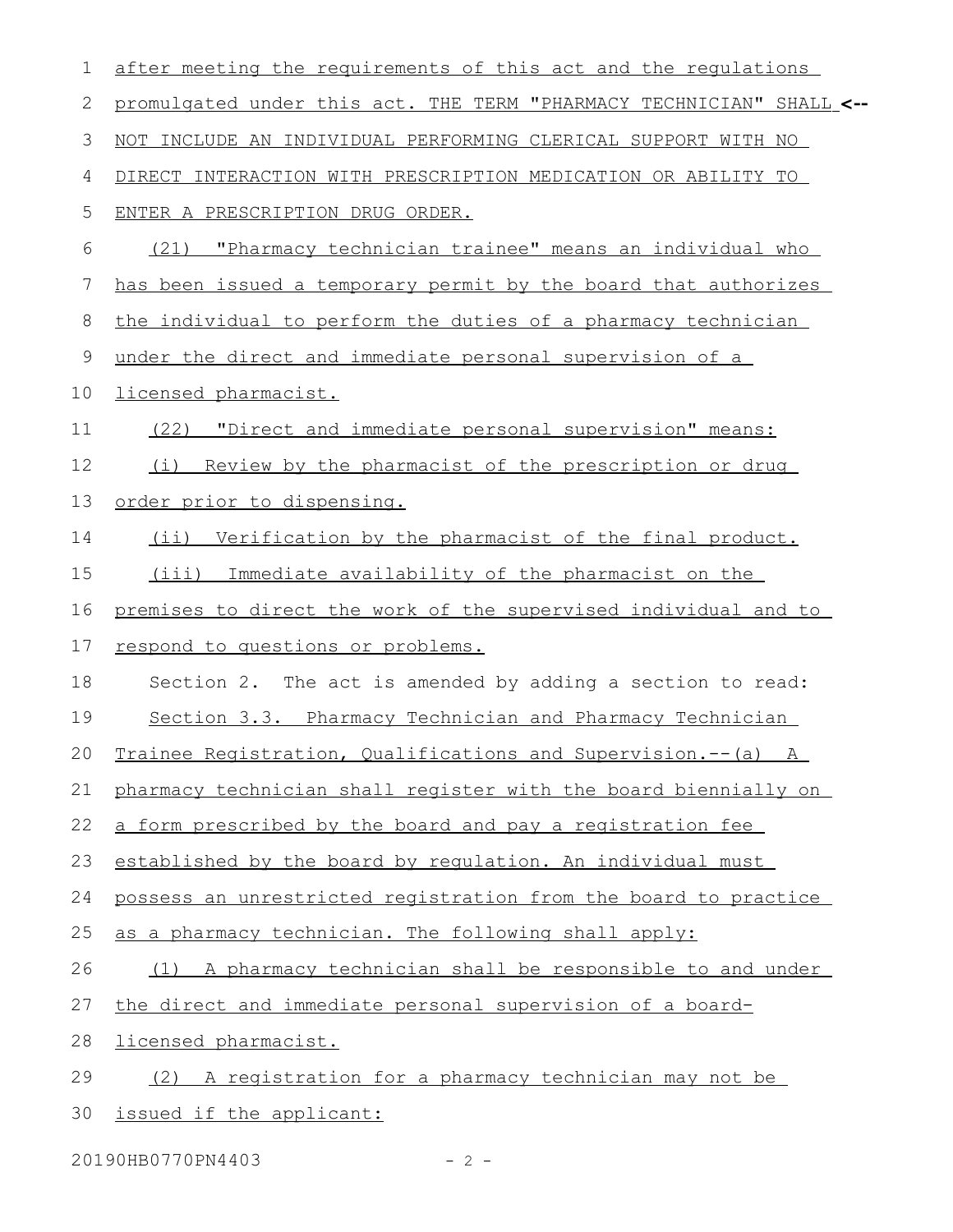after meeting the requirements of this act and the regulations promulgated under this act. THE TERM "PHARMACY TECHNICIAN" SHALL <-- NOT INCLUDE AN INDIVIDUAL PERFORMING CLERICAL SUPPORT WITH NO DIRECT INTERACTION WITH PRESCRIPTION MEDICATION OR ABILITY TO ENTER A PRESCRIPTION DRUG ORDER.

(21) "Pharmacy technician trainee" means an individual who has been issued a temporary permit by the board that authorizes the individual to perform the duties of a pharmacy technician under the direct and immediate personal supervision of a licensed pharmacist.

(22) "Direct and immediate personal supervision" means:

(i) Review by the pharmacist of the prescription or drug order prior to dispensing.

(ii) Verification by the pharmacist of the final product.

(iii) Immediate availability of the pharmacist on the premises to direct the work of the supervised individual and to respond to questions or problems.

Section 2. The act is amended by adding a section to read:

Section 3.3. Pharmacy Technician and Pharmacy Technician Trainee Registration, Qualifications and Supervision.--(a) A pharmacy technician shall register with the board biennially on a form prescribed by the board and pay a registration fee established by the board by regulation. An individual must possess an unrestricted registration from the board to practice as a pharmacy technician. The following shall apply:

(1) A pharmacy technician shall be responsible to and under the direct and immediate personal supervision of a board-licensed pharmacist.

(2) A registration for a pharmacy technician may not be issued if the applicant: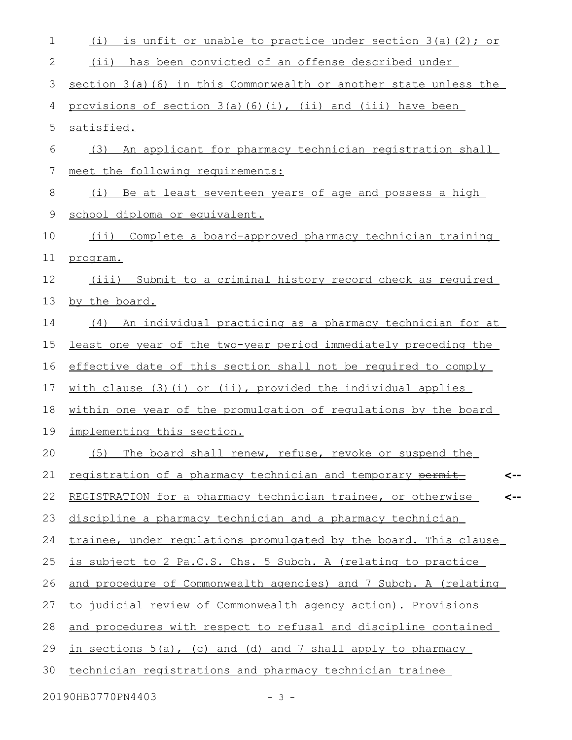(i) is unfit or unable to practice under section 3(a)(2); or

(ii) has been convicted of an offense described under section 3(a)(6) in this Commonwealth or another state unless the provisions of section 3(a)(6)(i), (ii) and (iii) have been satisfied.

(3) An applicant for pharmacy technician registration shall meet the following requirements:

(i) Be at least seventeen years of age and possess a high school diploma or equivalent.

(ii) Complete a board-approved pharmacy technician training program.

(iii) Submit to a criminal history record check as required by the board.

(4) An individual practicing as a pharmacy technician for at least one year of the two-year period immediately preceding the effective date of this section shall not be required to comply with clause (3)(i) or (ii), provided the individual applies within one year of the promulgation of regulations by the board implementing this section.

(5) The board shall renew, refuse, revoke or suspend the registration of a pharmacy technician and temporary ~~permit~~ REGISTRATION for a pharmacy technician trainee, or otherwise discipline a pharmacy technician and a pharmacy technician trainee, under regulations promulgated by the board. This clause is subject to 2 Pa.C.S. Chs. 5 Subch. A (relating to practice and procedure of Commonwealth agencies) and 7 Subch. A (relating to judicial review of Commonwealth agency action). Provisions and procedures with respect to refusal and discipline contained in sections 5(a), (c) and (d) and 7 shall apply to pharmacy technician registrations and pharmacy technician trainee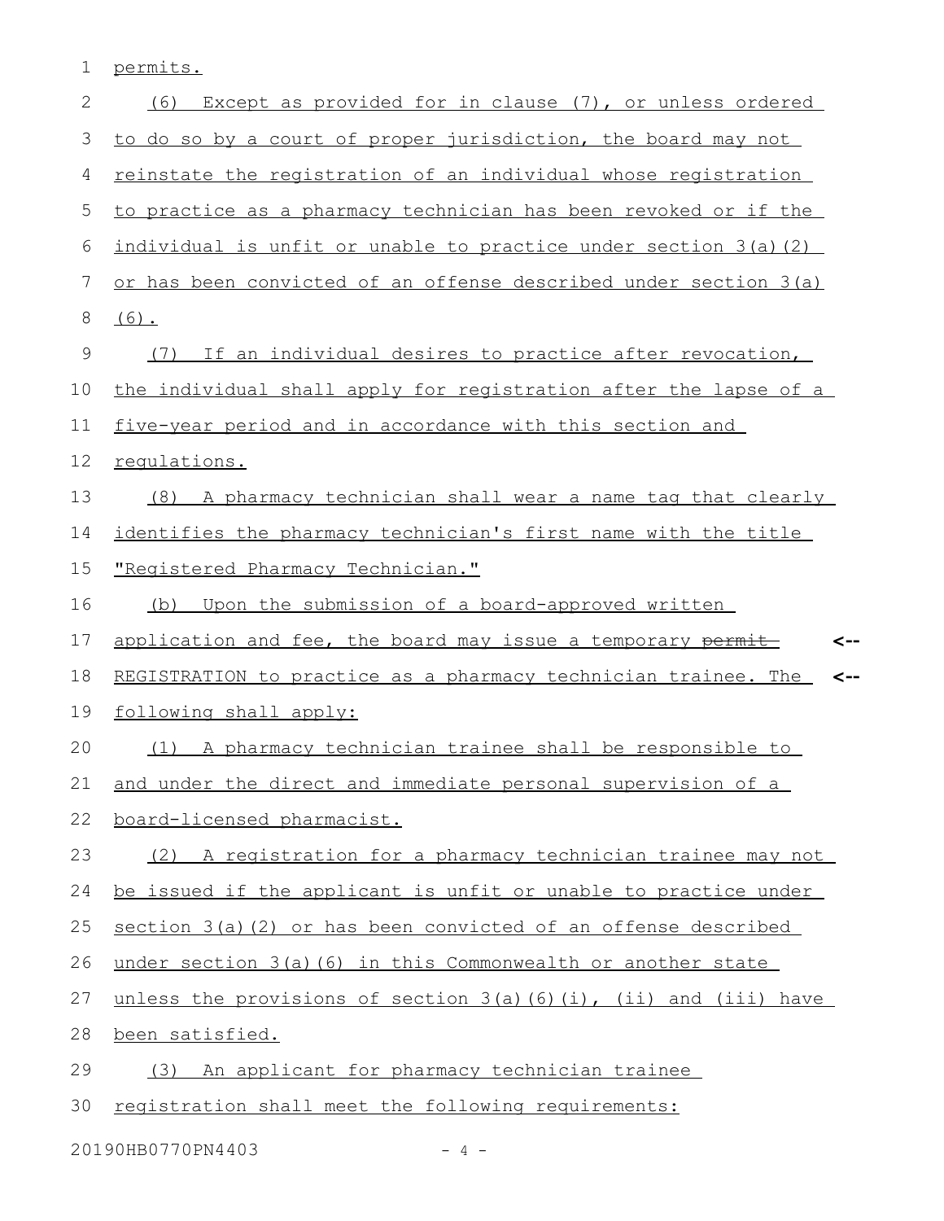permits.

(6) Except as provided for in clause (7), or unless ordered to do so by a court of proper jurisdiction, the board may not reinstate the registration of an individual whose registration to practice as a pharmacy technician has been revoked or if the individual is unfit or unable to practice under section 3(a)(2) or has been convicted of an offense described under section 3(a)(6).

(7) If an individual desires to practice after revocation, the individual shall apply for registration after the lapse of a five-year period and in accordance with this section and regulations.

(8) A pharmacy technician shall wear a name tag that clearly identifies the pharmacy technician's first name with the title "Registered Pharmacy Technician."

(b) Upon the submission of a board-approved written application and fee, the board may issue a temporary ~~permit~~ REGISTRATION to practice as a pharmacy technician trainee. The following shall apply:

(1) A pharmacy technician trainee shall be responsible to and under the direct and immediate personal supervision of a board-licensed pharmacist.

(2) A registration for a pharmacy technician trainee may not be issued if the applicant is unfit or unable to practice under section 3(a)(2) or has been convicted of an offense described under section 3(a)(6) in this Commonwealth or another state unless the provisions of section 3(a)(6)(i), (ii) and (iii) have been satisfied.

(3) An applicant for pharmacy technician trainee registration shall meet the following requirements: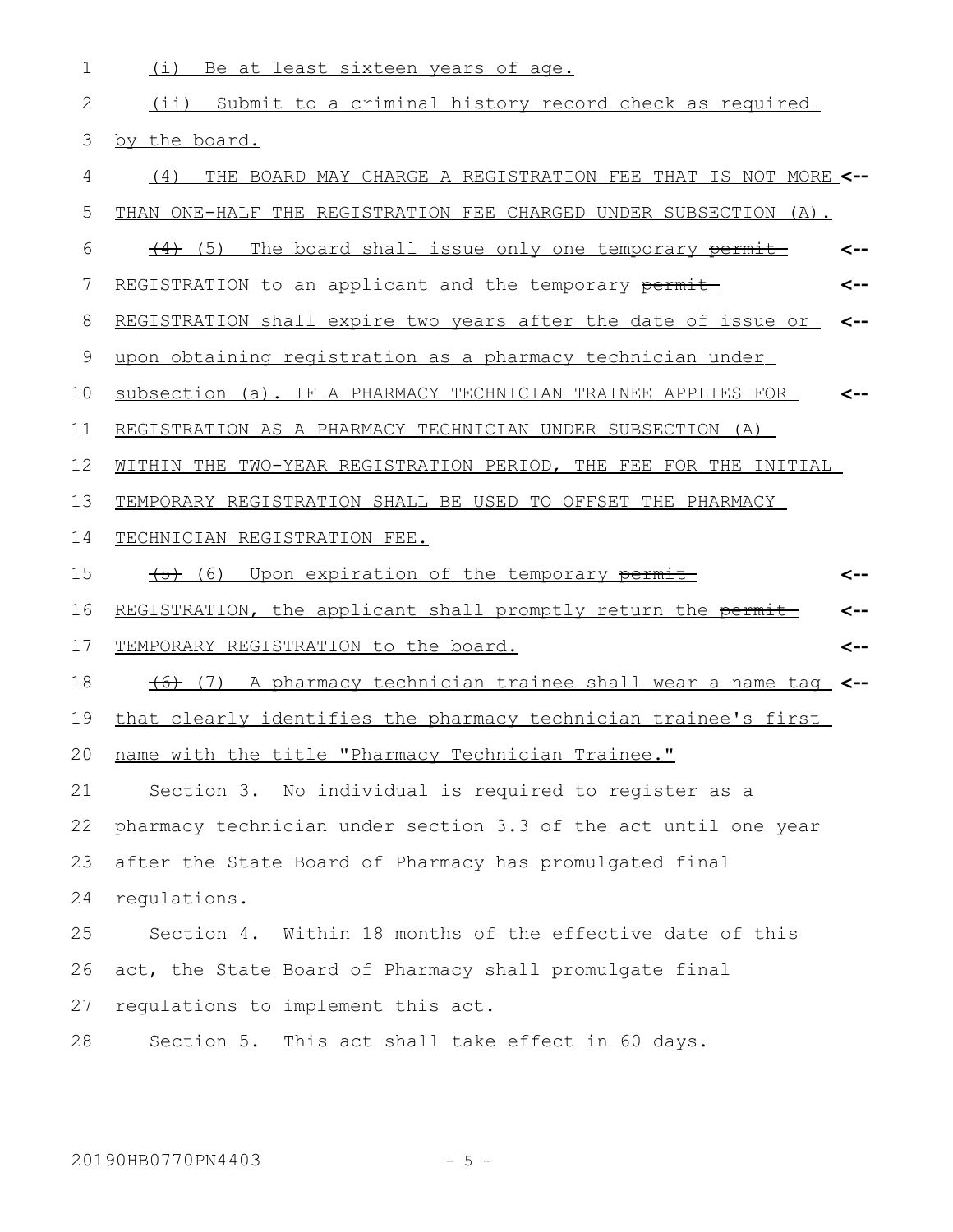(i) Be at least sixteen years of age.

(ii) Submit to a criminal history record check as required by the board.

(4) THE BOARD MAY CHARGE A REGISTRATION FEE THAT IS NOT MORE THAN ONE-HALF THE REGISTRATION FEE CHARGED UNDER SUBSECTION (A).

~~(4)~~ (5) The board shall issue only one temporary ~~permit~~ REGISTRATION to an applicant and the temporary ~~permit~~ REGISTRATION shall expire two years after the date of issue or upon obtaining registration as a pharmacy technician under subsection (a). IF A PHARMACY TECHNICIAN TRAINEE APPLIES FOR REGISTRATION AS A PHARMACY TECHNICIAN UNDER SUBSECTION (A) WITHIN THE TWO-YEAR REGISTRATION PERIOD, THE FEE FOR THE INITIAL TEMPORARY REGISTRATION SHALL BE USED TO OFFSET THE PHARMACY TECHNICIAN REGISTRATION FEE.

~~(5)~~ (6) Upon expiration of the temporary ~~permit~~ REGISTRATION, the applicant shall promptly return the ~~permit~~ TEMPORARY REGISTRATION to the board.

~~(6)~~ (7) A pharmacy technician trainee shall wear a name tag that clearly identifies the pharmacy technician trainee's first name with the title "Pharmacy Technician Trainee."

Section 3. No individual is required to register as a pharmacy technician under section 3.3 of the act until one year after the State Board of Pharmacy has promulgated final regulations.

Section 4. Within 18 months of the effective date of this act, the State Board of Pharmacy shall promulgate final regulations to implement this act.

Section 5. This act shall take effect in 60 days.